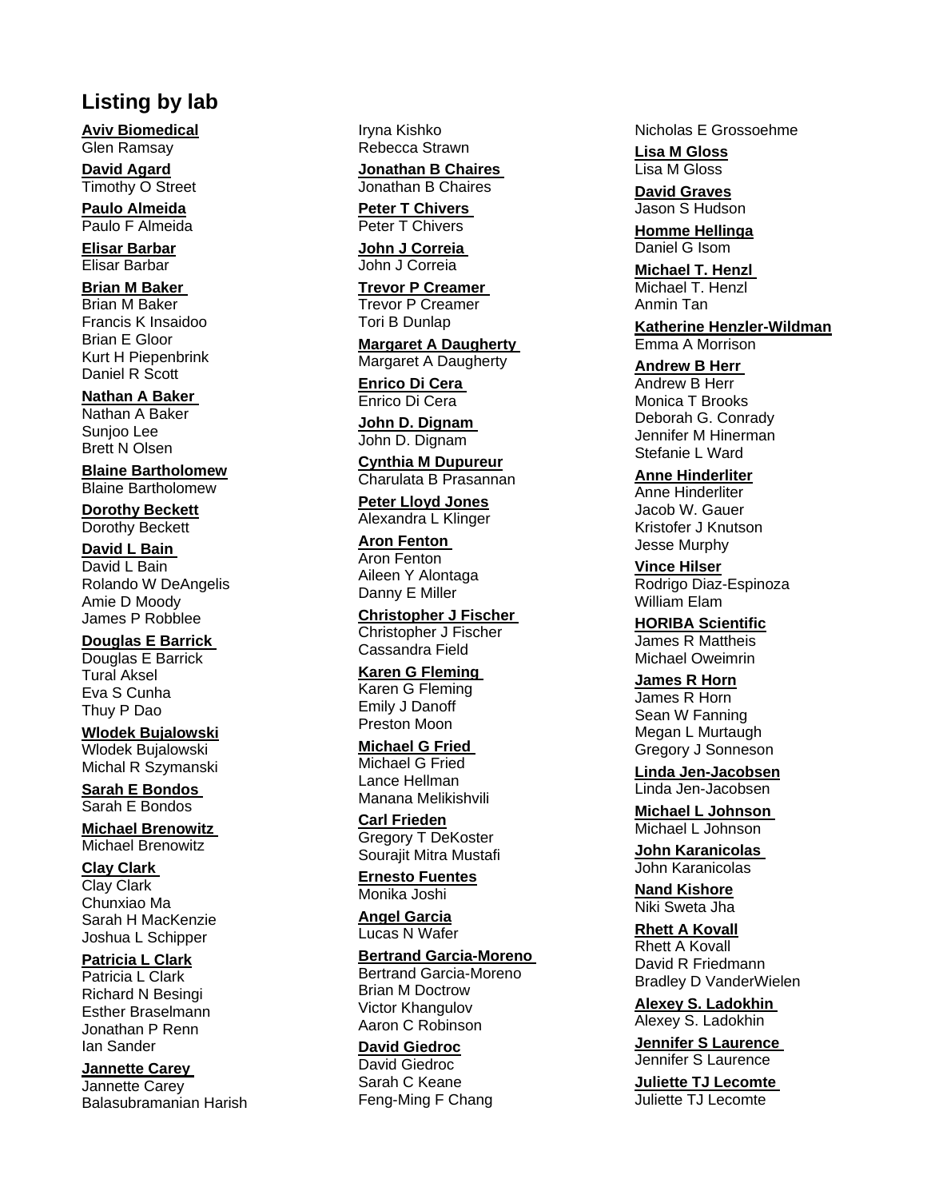## Listing by lab

**Aviv Biomedical**
Glen Ramsay

**David Agard**
Timothy O Street

**Paulo Almeida**
Paulo F Almeida

**Elisar Barbar**
Elisar Barbar

**Brian M Baker**
Brian M Baker
Francis K Insaidoo
Brian E Gloor
Kurt H Piepenbrink
Daniel R Scott

**Nathan A Baker**
Nathan A Baker
Sunjoo Lee
Brett N Olsen

**Blaine Bartholomew**
Blaine Bartholomew

**Dorothy Beckett**
Dorothy Beckett

**David L Bain**
David L Bain
Rolando W DeAngelis
Amie D Moody
James P Robblee

**Douglas E Barrick**
Douglas E Barrick
Tural Aksel
Eva S Cunha
Thuy P Dao

**Wlodek Bujalowski**
Wlodek Bujalowski
Michal R Szymanski

**Sarah E Bondos**
Sarah E Bondos

**Michael Brenowitz**
Michael Brenowitz

**Clay Clark**
Clay Clark
Chunxiao Ma
Sarah H MacKenzie
Joshua L Schipper

**Patricia L Clark**
Patricia L Clark
Richard N Besingi
Esther Braselmann
Jonathan P Renn
Ian Sander

**Jannette Carey**
Jannette Carey
Balasubramanian Harish
Iryna Kishko
Rebecca Strawn

**Jonathan B Chaires**
Jonathan B Chaires

**Peter T Chivers**
Peter T Chivers

**John J Correia**
John J Correia

**Trevor P Creamer**
Trevor P Creamer
Tori B Dunlap

**Margaret A Daugherty**
Margaret A Daugherty

**Enrico Di Cera**
Enrico Di Cera

**John D. Dignam**
John D. Dignam

**Cynthia M Dupureur**
Charulata B Prasannan

**Peter Lloyd Jones**
Alexandra L Klinger

**Aron Fenton**
Aron Fenton
Aileen Y Alontaga
Danny E Miller

**Christopher J Fischer**
Christopher J Fischer
Cassandra Field

**Karen G Fleming**
Karen G Fleming
Emily J Danoff
Preston Moon

**Michael G Fried**
Michael G Fried
Lance Hellman
Manana Melikishvili

**Carl Frieden**
Gregory T DeKoster
Sourajit Mitra Mustafi

**Ernesto Fuentes**
Monika Joshi

**Angel Garcia**
Lucas N Wafer

**Bertrand Garcia-Moreno**
Bertrand Garcia-Moreno
Brian M Doctrow
Victor Khangulov
Aaron C Robinson

**David Giedroc**
David Giedroc
Sarah C Keane
Feng-Ming F Chang
Nicholas E Grossoehme

**Lisa M Gloss**
Lisa M Gloss

**David Graves**
Jason S Hudson

**Homme Hellinga**
Daniel G Isom

**Michael T. Henzl**
Michael T. Henzl
Anmin Tan

**Katherine Henzler-Wildman**
Emma A Morrison

**Andrew B Herr**
Andrew B Herr
Monica T Brooks
Deborah G. Conrady
Jennifer M Hinerman
Stefanie L Ward

**Anne Hinderliter**
Anne Hinderliter
Jacob W. Gauer
Kristofer J Knutson
Jesse Murphy

**Vince Hilser**
Rodrigo Diaz-Espinoza
William Elam

**HORIBA Scientific**
James R Mattheis
Michael Oweimrin

**James R Horn**
James R Horn
Sean W Fanning
Megan L Murtaugh
Gregory J Sonneson

**Linda Jen-Jacobsen**
Linda Jen-Jacobsen

**Michael L Johnson**
Michael L Johnson

**John Karanicolas**
John Karanicolas

**Nand Kishore**
Niki Sweta Jha

**Rhett A Kovall**
Rhett A Kovall
David R Friedmann
Bradley D VanderWielen

**Alexey S. Ladokhin**
Alexey S. Ladokhin

**Jennifer S Laurence**
Jennifer S Laurence

**Juliette TJ Lecomte**
Juliette TJ Lecomte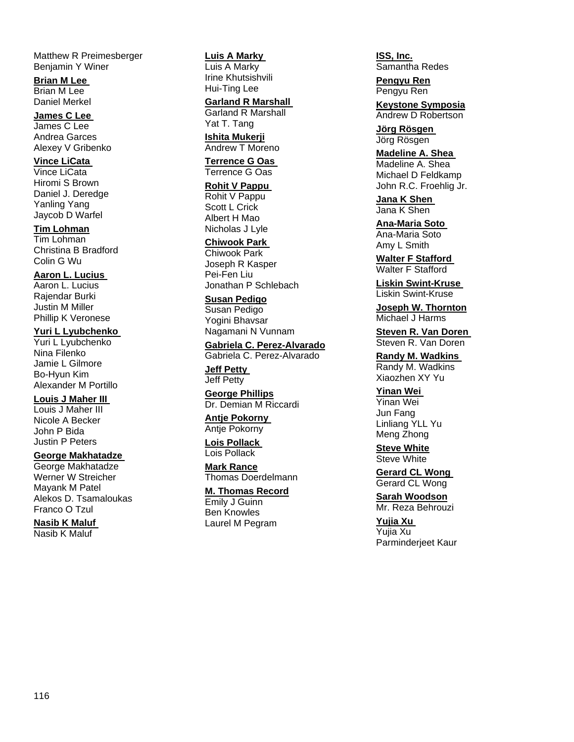Matthew R Preimesberger
Benjamin Y Winer

**Brian M Lee**
Brian M Lee
Daniel Merkel

**James C Lee**
James C Lee
Andrea Garces
Alexey V Gribenko

**Vince LiCata**
Vince LiCata
Hiromi S Brown
Daniel J. Deredge
Yanling Yang
Jaycob D Warfel

**Tim Lohman**
Tim Lohman
Christina B Bradford
Colin G Wu

**Aaron L. Lucius**
Aaron L. Lucius
Rajendar Burki
Justin M Miller
Phillip K Veronese

**Yuri L Lyubchenko**
Yuri L Lyubchenko
Nina Filenko
Jamie L Gilmore
Bo-Hyun Kim
Alexander M Portillo

**Louis J Maher III**
Louis J Maher III
Nicole A Becker
John P Bida
Justin P Peters

**George Makhatadze**
George Makhatadze
Werner W Streicher
Mayank M Patel
Alekos D. Tsamaloukas
Franco O Tzul

**Nasib K Maluf**
Nasib K Maluf

**Luis A Marky**
Luis A Marky
Irine Khutsishvili
Hui-Ting Lee

**Garland R Marshall**
Garland R Marshall
Yat T. Tang

**Ishita Mukerji**
Andrew T Moreno

**Terrence G Oas**
Terrence G Oas

**Rohit V Pappu**
Rohit V Pappu
Scott L Crick
Albert H Mao
Nicholas J Lyle

**Chiwook Park**
Chiwook Park
Joseph R Kasper
Pei-Fen Liu
Jonathan P Schlebach

**Susan Pedigo**
Susan Pedigo
Yogini Bhavsar
Nagamani N Vunnam

**Gabriela C. Perez-Alvarado**
Gabriela C. Perez-Alvarado

**Jeff Petty**
Jeff Petty

**George Phillips**
Dr. Demian M Riccardi

**Antje Pokorny**
Antje Pokorny

**Lois Pollack**
Lois Pollack

**Mark Rance**
Thomas Doerdelmann

**M. Thomas Record**
Emily J Guinn
Ben Knowles
Laurel M Pegram

**ISS, Inc.**
Samantha Redes

**Pengyu Ren**
Pengyu Ren

**Keystone Symposia**
Andrew D Robertson

**Jörg Rösgen**
Jörg Rösgen

**Madeline A. Shea**
Madeline A. Shea
Michael D Feldkamp
John R.C. Froehlig Jr.

**Jana K Shen**
Jana K Shen

**Ana-Maria Soto**
Ana-Maria Soto
Amy L Smith

**Walter F Stafford**
Walter F Stafford

**Liskin Swint-Kruse**
Liskin Swint-Kruse

**Joseph W. Thornton**
Michael J Harms

**Steven R. Van Doren**
Steven R. Van Doren

**Randy M. Wadkins**
Randy M. Wadkins
Xiaozhen XY Yu

**Yinan Wei**
Yinan Wei
Jun Fang
Linliang YLL Yu
Meng Zhong

**Steve White**
Steve White

**Gerard CL Wong**
Gerard CL Wong

**Sarah Woodson**
Mr. Reza Behrouzi

**Yujia Xu**
Yujia Xu
Parminderjeet Kaur